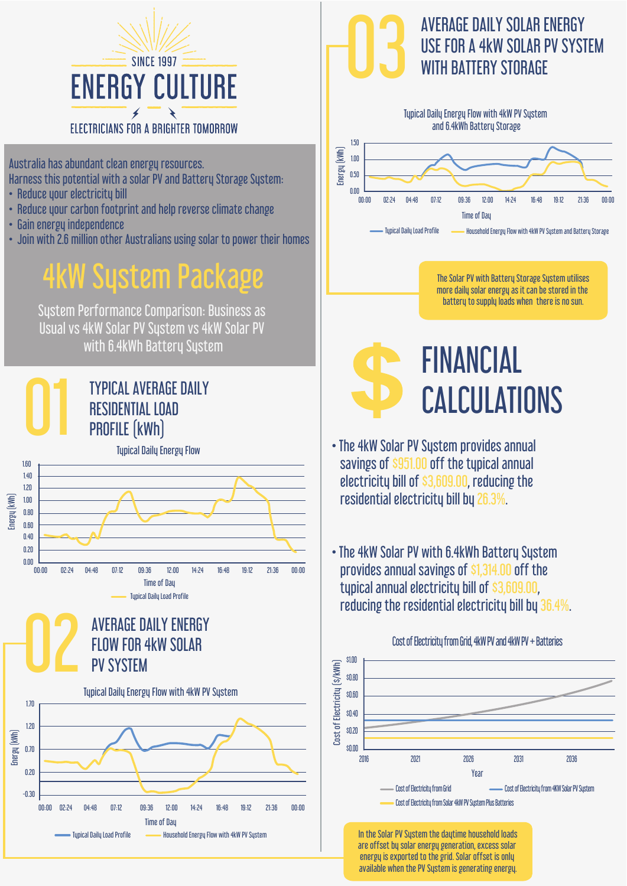# ENERGY CULTURE

SINCE 1997

ELECTRICIANS FOR A BRIGHTER TOMORROW

Australia has abundant clean energy resources.
Harness this potential with a solar PV and Battery Storage System:

- Reduce your electricity bill
- Reduce your carbon footprint and help reverse climate change
- Gain energy independence
- Join with 2.6 million other Australians using solar to power their homes

## 4kW System Package

System Performance Comparison: Business as Usual vs 4kW Solar PV System vs 4kW Solar PV with 6.4kWh Battery System

## 01 TYPICAL AVERAGE DAILY RESIDENTIAL LOAD PROFILE (kWh)

Typical Daily Energy Flow

## 02 AVERAGE DAILY ENERGY FLOW FOR 4kW SOLAR PV SYSTEM

Typical Daily Energy Flow with 4kW PV System

In the Solar PV System the daytime household loads are offset by solar energy generation, excess solar energy is exported to the grid. Solar offset is only available when the PV System is generating energy.

## 03 AVERAGE DAILY SOLAR ENERGY USE FOR A 4kW SOLAR PV SYSTEM WITH BATTERY STORAGE

Typical Daily Energy Flow with 4kW PV System and 6.4kWh Battery Storage

The Solar PV with Battery Storage System utilises more daily solar energy as it can be stored in the battery to supply loads when there is no sun.

## $ FINANCIAL CALCULATIONS

- The 4kW Solar PV System provides annual savings of $951.00 off the typical annual electricity bill of $3,609.00, reducing the residential electricity bill by 26.3%.
- The 4kW Solar PV with 6.4kWh Battery System provides annual savings of $1,314.00 off the typical annual electricity bill of $3,609.00, reducing the residential electricity bill by 36.4%.

Cost of Electricity from Grid, 4kW PV and 4kW PV + Batteries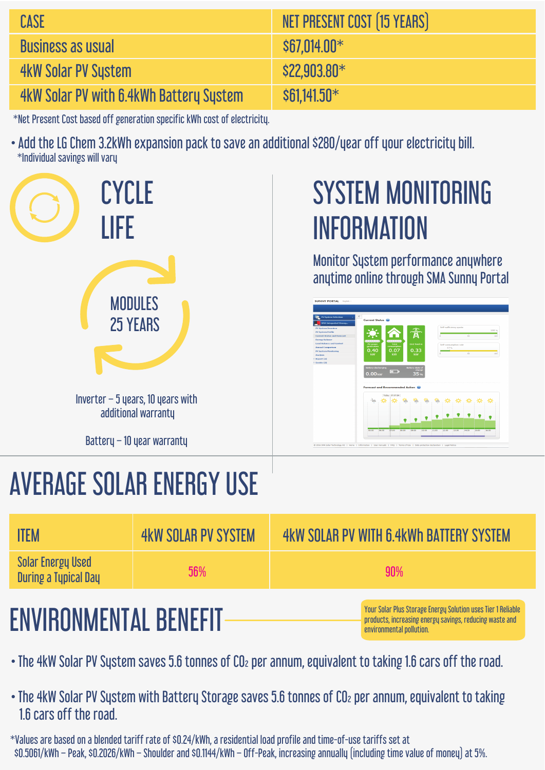| CASE | NET PRESENT COST (15 YEARS) |
| --- | --- |
| Business as usual | $67,014.00* |
| 4kW Solar PV System | $22,903.80* |
| 4kW Solar PV with 6.4kWh Battery System | $61,141.50* |

*Net Present Cost based off generation specific kWh cost of electricity.

- Add the LG Chem 3.2kWh expansion pack to save an additional $280/year off your electricity bill.
  *Individual savings will vary

## CYCLE LIFE

MODULES
25 YEARS

Inverter – 5 years, 10 years with additional warranty

Battery – 10 year warranty

## SYSTEM MONITORING INFORMATION

Monitor System performance anywhere anytime online through SMA Sunny Portal

## AVERAGE SOLAR ENERGY USE

| ITEM | 4kW SOLAR PV SYSTEM | 4kW SOLAR PV WITH 6.4kWh BATTERY SYSTEM |
| --- | --- | --- |
| Solar Energy Used During a Typical Day | 56% | 90% |

## ENVIRONMENTAL BENEFIT

Your Solar Plus Storage Energy Solution uses Tier 1 Reliable products, increasing energy savings, reducing waste and environmental pollution.

- The 4kW Solar PV System saves 5.6 tonnes of $CO_2$ per annum, equivalent to taking 1.6 cars off the road.
- The 4kW Solar PV System with Battery Storage saves 5.6 tonnes of $CO_2$ per annum, equivalent to taking 1.6 cars off the road.

*Values are based on a blended tariff rate of $0.24/kWh, a residential load profile and time-of-use tariffs set at $0.5061/kWh – Peak, $0.2026/kWh – Shoulder and $0.1144/kWh – Off-Peak, increasing annually (including time value of money) at 5%.